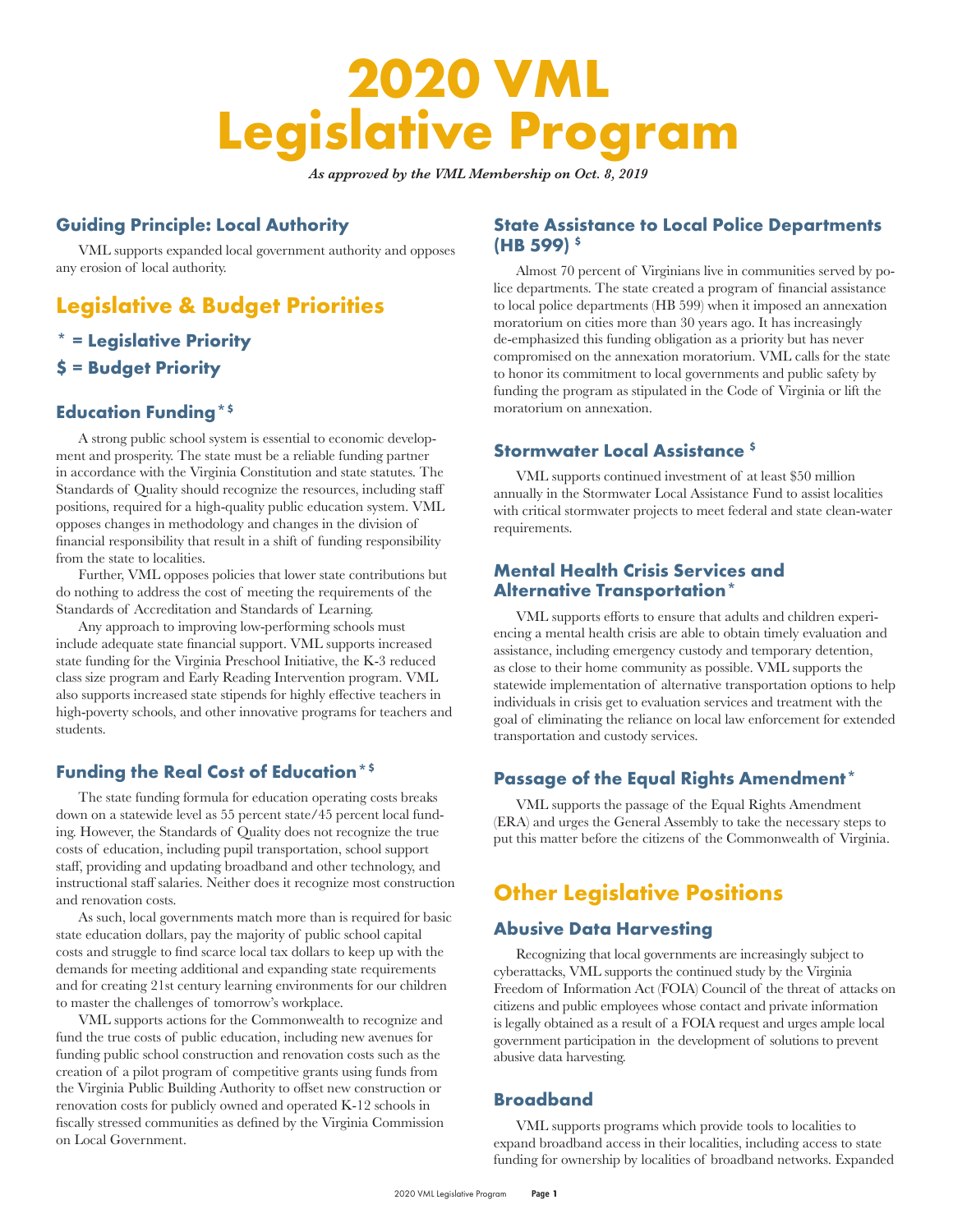# 2020 VML Legislative Program

*As approved by the VML Membership on Oct. 8, 2019*

### Guiding Principle: Local Authority

VML supports expanded local government authority and opposes any erosion of local authority.

## Legislative & Budget Priorities

### * = Legislative Priority

### $ = Budget Priority

### Education Funding*$

A strong public school system is essential to economic development and prosperity. The state must be a reliable funding partner in accordance with the Virginia Constitution and state statutes. The Standards of Quality should recognize the resources, including staff positions, required for a high-quality public education system. VML opposes changes in methodology and changes in the division of financial responsibility that result in a shift of funding responsibility from the state to localities.

Further, VML opposes policies that lower state contributions but do nothing to address the cost of meeting the requirements of the Standards of Accreditation and Standards of Learning.

Any approach to improving low-performing schools must include adequate state financial support. VML supports increased state funding for the Virginia Preschool Initiative, the K-3 reduced class size program and Early Reading Intervention program. VML also supports increased state stipends for highly effective teachers in high-poverty schools, and other innovative programs for teachers and students.

### Funding the Real Cost of Education*$

The state funding formula for education operating costs breaks down on a statewide level as 55 percent state/45 percent local funding. However, the Standards of Quality does not recognize the true costs of education, including pupil transportation, school support staff, providing and updating broadband and other technology, and instructional staff salaries. Neither does it recognize most construction and renovation costs.

As such, local governments match more than is required for basic state education dollars, pay the majority of public school capital costs and struggle to find scarce local tax dollars to keep up with the demands for meeting additional and expanding state requirements and for creating 21st century learning environments for our children to master the challenges of tomorrow's workplace.

VML supports actions for the Commonwealth to recognize and fund the true costs of public education, including new avenues for funding public school construction and renovation costs such as the creation of a pilot program of competitive grants using funds from the Virginia Public Building Authority to offset new construction or renovation costs for publicly owned and operated K-12 schools in fiscally stressed communities as defined by the Virginia Commission on Local Government.

### State Assistance to Local Police Departments (HB 599) $

Almost 70 percent of Virginians live in communities served by police departments. The state created a program of financial assistance to local police departments (HB 599) when it imposed an annexation moratorium on cities more than 30 years ago. It has increasingly de-emphasized this funding obligation as a priority but has never compromised on the annexation moratorium. VML calls for the state to honor its commitment to local governments and public safety by funding the program as stipulated in the Code of Virginia or lift the moratorium on annexation.

### Stormwater Local Assistance $

VML supports continued investment of at least $50 million annually in the Stormwater Local Assistance Fund to assist localities with critical stormwater projects to meet federal and state clean-water requirements.

### Mental Health Crisis Services and Alternative Transportation*

VML supports efforts to ensure that adults and children experiencing a mental health crisis are able to obtain timely evaluation and assistance, including emergency custody and temporary detention, as close to their home community as possible. VML supports the statewide implementation of alternative transportation options to help individuals in crisis get to evaluation services and treatment with the goal of eliminating the reliance on local law enforcement for extended transportation and custody services.

### Passage of the Equal Rights Amendment*

VML supports the passage of the Equal Rights Amendment (ERA) and urges the General Assembly to take the necessary steps to put this matter before the citizens of the Commonwealth of Virginia.

## Other Legislative Positions

### Abusive Data Harvesting

Recognizing that local governments are increasingly subject to cyberattacks, VML supports the continued study by the Virginia Freedom of Information Act (FOIA) Council of the threat of attacks on citizens and public employees whose contact and private information is legally obtained as a result of a FOIA request and urges ample local government participation in the development of solutions to prevent abusive data harvesting.

### Broadband

VML supports programs which provide tools to localities to expand broadband access in their localities, including access to state funding for ownership by localities of broadband networks. Expanded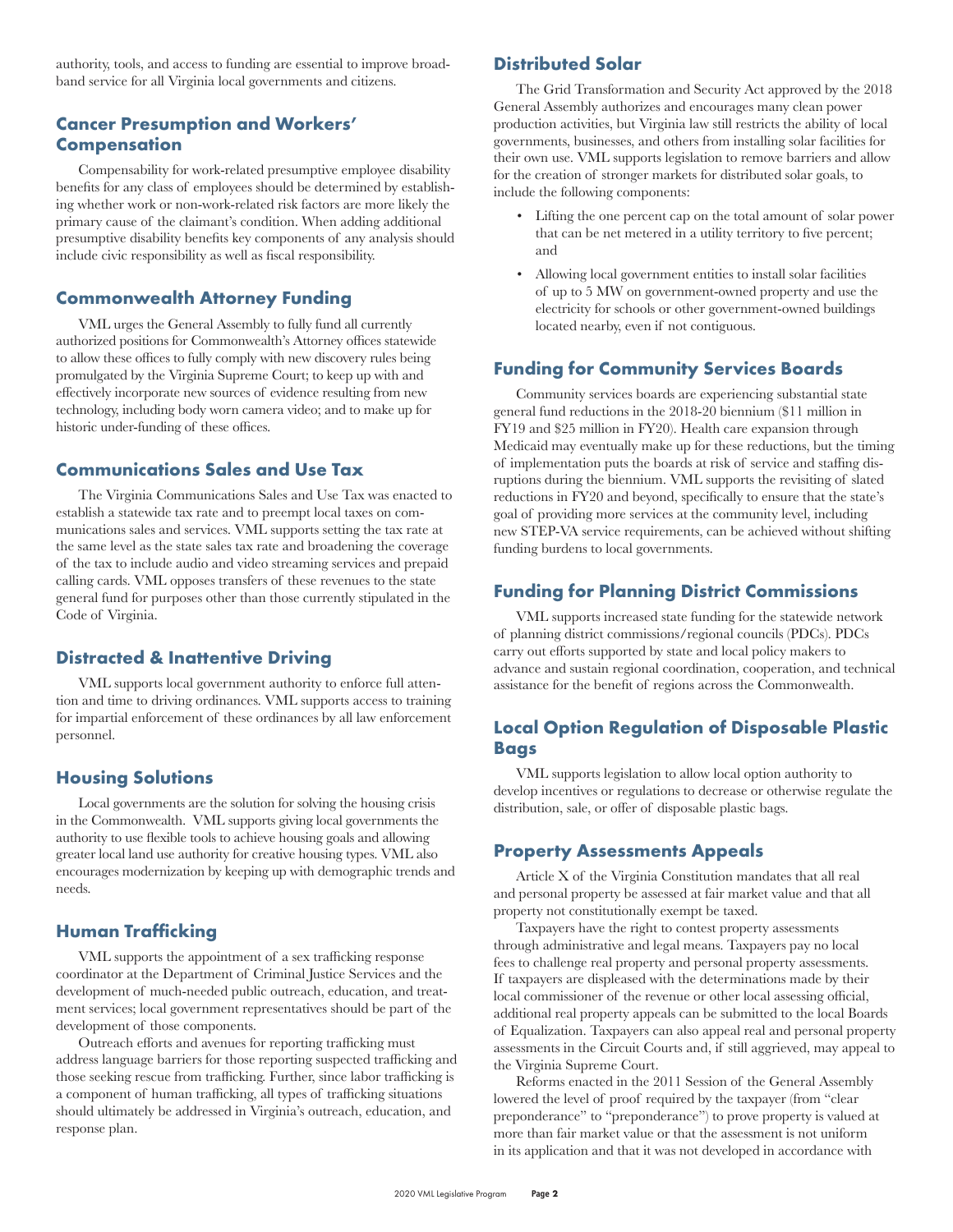authority, tools, and access to funding are essential to improve broadband service for all Virginia local governments and citizens.

## Cancer Presumption and Workers' Compensation

Compensability for work-related presumptive employee disability benefits for any class of employees should be determined by establishing whether work or non-work-related risk factors are more likely the primary cause of the claimant's condition. When adding additional presumptive disability benefits key components of any analysis should include civic responsibility as well as fiscal responsibility.

## Commonwealth Attorney Funding

VML urges the General Assembly to fully fund all currently authorized positions for Commonwealth's Attorney offices statewide to allow these offices to fully comply with new discovery rules being promulgated by the Virginia Supreme Court; to keep up with and effectively incorporate new sources of evidence resulting from new technology, including body worn camera video; and to make up for historic under-funding of these offices.

## Communications Sales and Use Tax

The Virginia Communications Sales and Use Tax was enacted to establish a statewide tax rate and to preempt local taxes on communications sales and services. VML supports setting the tax rate at the same level as the state sales tax rate and broadening the coverage of the tax to include audio and video streaming services and prepaid calling cards. VML opposes transfers of these revenues to the state general fund for purposes other than those currently stipulated in the Code of Virginia.

## Distracted & Inattentive Driving

VML supports local government authority to enforce full attention and time to driving ordinances. VML supports access to training for impartial enforcement of these ordinances by all law enforcement personnel.

## Housing Solutions

Local governments are the solution for solving the housing crisis in the Commonwealth. VML supports giving local governments the authority to use flexible tools to achieve housing goals and allowing greater local land use authority for creative housing types. VML also encourages modernization by keeping up with demographic trends and needs.

## Human Trafficking

VML supports the appointment of a sex trafficking response coordinator at the Department of Criminal Justice Services and the development of much-needed public outreach, education, and treatment services; local government representatives should be part of the development of those components.

Outreach efforts and avenues for reporting trafficking must address language barriers for those reporting suspected trafficking and those seeking rescue from trafficking. Further, since labor trafficking is a component of human trafficking, all types of trafficking situations should ultimately be addressed in Virginia's outreach, education, and response plan.

## Distributed Solar

The Grid Transformation and Security Act approved by the 2018 General Assembly authorizes and encourages many clean power production activities, but Virginia law still restricts the ability of local governments, businesses, and others from installing solar facilities for their own use. VML supports legislation to remove barriers and allow for the creation of stronger markets for distributed solar goals, to include the following components:

- Lifting the one percent cap on the total amount of solar power that can be net metered in a utility territory to five percent; and
- Allowing local government entities to install solar facilities of up to 5 MW on government-owned property and use the electricity for schools or other government-owned buildings located nearby, even if not contiguous.

## Funding for Community Services Boards

Community services boards are experiencing substantial state general fund reductions in the 2018-20 biennium ($11 million in FY19 and $25 million in FY20). Health care expansion through Medicaid may eventually make up for these reductions, but the timing of implementation puts the boards at risk of service and staffing disruptions during the biennium. VML supports the revisiting of slated reductions in FY20 and beyond, specifically to ensure that the state's goal of providing more services at the community level, including new STEP-VA service requirements, can be achieved without shifting funding burdens to local governments.

## Funding for Planning District Commissions

VML supports increased state funding for the statewide network of planning district commissions/regional councils (PDCs). PDCs carry out efforts supported by state and local policy makers to advance and sustain regional coordination, cooperation, and technical assistance for the benefit of regions across the Commonwealth.

## Local Option Regulation of Disposable Plastic Bags

VML supports legislation to allow local option authority to develop incentives or regulations to decrease or otherwise regulate the distribution, sale, or offer of disposable plastic bags.

## Property Assessments Appeals

Article X of the Virginia Constitution mandates that all real and personal property be assessed at fair market value and that all property not constitutionally exempt be taxed.

Taxpayers have the right to contest property assessments through administrative and legal means. Taxpayers pay no local fees to challenge real property and personal property assessments. If taxpayers are displeased with the determinations made by their local commissioner of the revenue or other local assessing official, additional real property appeals can be submitted to the local Boards of Equalization. Taxpayers can also appeal real and personal property assessments in the Circuit Courts and, if still aggrieved, may appeal to the Virginia Supreme Court.

Reforms enacted in the 2011 Session of the General Assembly lowered the level of proof required by the taxpayer (from "clear preponderance" to "preponderance") to prove property is valued at more than fair market value or that the assessment is not uniform in its application and that it was not developed in accordance with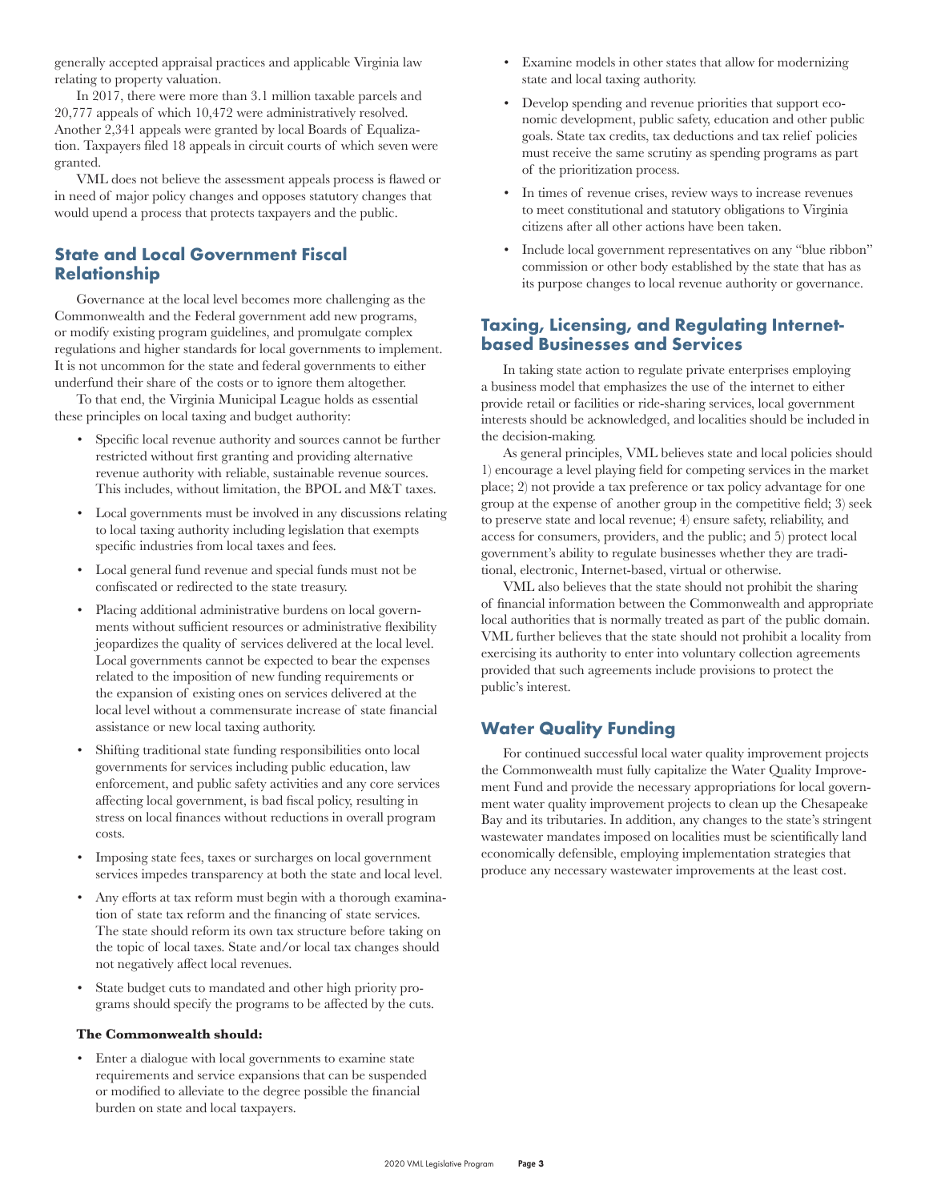generally accepted appraisal practices and applicable Virginia law relating to property valuation.

In 2017, there were more than 3.1 million taxable parcels and 20,777 appeals of which 10,472 were administratively resolved. Another 2,341 appeals were granted by local Boards of Equalization. Taxpayers filed 18 appeals in circuit courts of which seven were granted.

VML does not believe the assessment appeals process is flawed or in need of major policy changes and opposes statutory changes that would upend a process that protects taxpayers and the public.

## State and Local Government Fiscal Relationship

Governance at the local level becomes more challenging as the Commonwealth and the Federal government add new programs, or modify existing program guidelines, and promulgate complex regulations and higher standards for local governments to implement. It is not uncommon for the state and federal governments to either underfund their share of the costs or to ignore them altogether.

To that end, the Virginia Municipal League holds as essential these principles on local taxing and budget authority:

- Specific local revenue authority and sources cannot be further restricted without first granting and providing alternative revenue authority with reliable, sustainable revenue sources. This includes, without limitation, the BPOL and M&T taxes.
- Local governments must be involved in any discussions relating to local taxing authority including legislation that exempts specific industries from local taxes and fees.
- Local general fund revenue and special funds must not be confiscated or redirected to the state treasury.
- Placing additional administrative burdens on local governments without sufficient resources or administrative flexibility jeopardizes the quality of services delivered at the local level. Local governments cannot be expected to bear the expenses related to the imposition of new funding requirements or the expansion of existing ones on services delivered at the local level without a commensurate increase of state financial assistance or new local taxing authority.
- Shifting traditional state funding responsibilities onto local governments for services including public education, law enforcement, and public safety activities and any core services affecting local government, is bad fiscal policy, resulting in stress on local finances without reductions in overall program costs.
- Imposing state fees, taxes or surcharges on local government services impedes transparency at both the state and local level.
- Any efforts at tax reform must begin with a thorough examination of state tax reform and the financing of state services. The state should reform its own tax structure before taking on the topic of local taxes. State and/or local tax changes should not negatively affect local revenues.
- State budget cuts to mandated and other high priority programs should specify the programs to be affected by the cuts.

**The Commonwealth should:**

- Enter a dialogue with local governments to examine state requirements and service expansions that can be suspended or modified to alleviate to the degree possible the financial burden on state and local taxpayers.
- Examine models in other states that allow for modernizing state and local taxing authority.
- Develop spending and revenue priorities that support economic development, public safety, education and other public goals. State tax credits, tax deductions and tax relief policies must receive the same scrutiny as spending programs as part of the prioritization process.
- In times of revenue crises, review ways to increase revenues to meet constitutional and statutory obligations to Virginia citizens after all other actions have been taken.
- Include local government representatives on any "blue ribbon" commission or other body established by the state that has as its purpose changes to local revenue authority or governance.

## Taxing, Licensing, and Regulating Internet-based Businesses and Services

In taking state action to regulate private enterprises employing a business model that emphasizes the use of the internet to either provide retail or facilities or ride-sharing services, local government interests should be acknowledged, and localities should be included in the decision-making.

As general principles, VML believes state and local policies should 1) encourage a level playing field for competing services in the market place; 2) not provide a tax preference or tax policy advantage for one group at the expense of another group in the competitive field; 3) seek to preserve state and local revenue; 4) ensure safety, reliability, and access for consumers, providers, and the public; and 5) protect local government's ability to regulate businesses whether they are traditional, electronic, Internet-based, virtual or otherwise.

VML also believes that the state should not prohibit the sharing of financial information between the Commonwealth and appropriate local authorities that is normally treated as part of the public domain. VML further believes that the state should not prohibit a locality from exercising its authority to enter into voluntary collection agreements provided that such agreements include provisions to protect the public's interest.

## Water Quality Funding

For continued successful local water quality improvement projects the Commonwealth must fully capitalize the Water Quality Improvement Fund and provide the necessary appropriations for local government water quality improvement projects to clean up the Chesapeake Bay and its tributaries. In addition, any changes to the state's stringent wastewater mandates imposed on localities must be scientifically land economically defensible, employing implementation strategies that produce any necessary wastewater improvements at the least cost.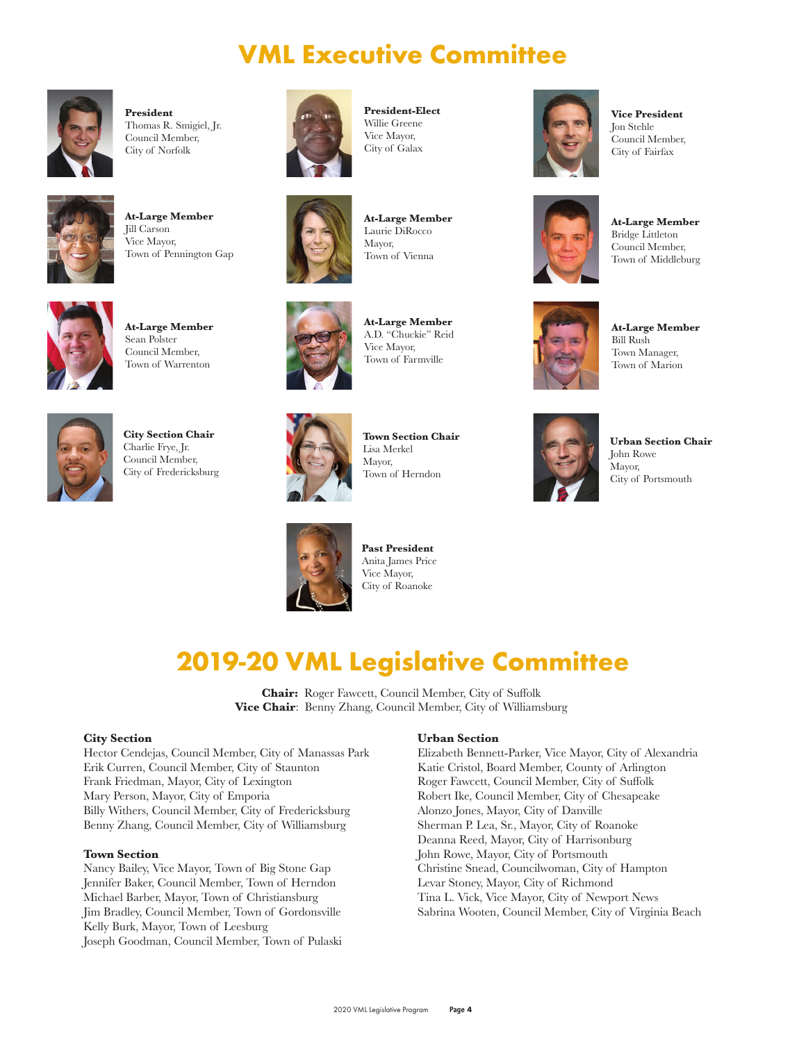# VML Executive Committee

**President**
Thomas R. Smigiel, Jr.
Council Member,
City of Norfolk

**President-Elect**
Willie Greene
Vice Mayor,
City of Galax

**Vice President**
Jon Stehle
Council Member,
City of Fairfax

**At-Large Member**
Jill Carson
Vice Mayor,
Town of Pennington Gap

**At-Large Member**
Laurie DiRocco
Mayor,
Town of Vienna

**At-Large Member**
Bridge Littleton
Council Member,
Town of Middleburg

**At-Large Member**
Sean Polster
Council Member,
Town of Warrenton

**At-Large Member**
A.D. "Chuckie" Reid
Vice Mayor,
Town of Farmville

**At-Large Member**
Bill Rush
Town Manager,
Town of Marion

**City Section Chair**
Charlie Frye, Jr.
Council Member,
City of Fredericksburg

**Town Section Chair**
Lisa Merkel
Mayor,
Town of Herndon

**Urban Section Chair**
John Rowe
Mayor,
City of Portsmouth

**Past President**
Anita James Price
Vice Mayor,
City of Roanoke

# 2019-20 VML Legislative Committee

**Chair:** Roger Fawcett, Council Member, City of Suffolk
**Vice Chair**: Benny Zhang, Council Member, City of Williamsburg

### City Section

Hector Cendejas, Council Member, City of Manassas Park
Erik Curren, Council Member, City of Staunton
Frank Friedman, Mayor, City of Lexington
Mary Person, Mayor, City of Emporia
Billy Withers, Council Member, City of Fredericksburg
Benny Zhang, Council Member, City of Williamsburg

### Town Section

Nancy Bailey, Vice Mayor, Town of Big Stone Gap
Jennifer Baker, Council Member, Town of Herndon
Michael Barber, Mayor, Town of Christiansburg
Jim Bradley, Council Member, Town of Gordonsville
Kelly Burk, Mayor, Town of Leesburg
Joseph Goodman, Council Member, Town of Pulaski

### Urban Section

Elizabeth Bennett-Parker, Vice Mayor, City of Alexandria
Katie Cristol, Board Member, County of Arlington
Roger Fawcett, Council Member, City of Suffolk
Robert Ike, Council Member, City of Chesapeake
Alonzo Jones, Mayor, City of Danville
Sherman P. Lea, Sr., Mayor, City of Roanoke
Deanna Reed, Mayor, City of Harrisonburg
John Rowe, Mayor, City of Portsmouth
Christine Snead, Councilwoman, City of Hampton
Levar Stoney, Mayor, City of Richmond
Tina L. Vick, Vice Mayor, City of Newport News
Sabrina Wooten, Council Member, City of Virginia Beach